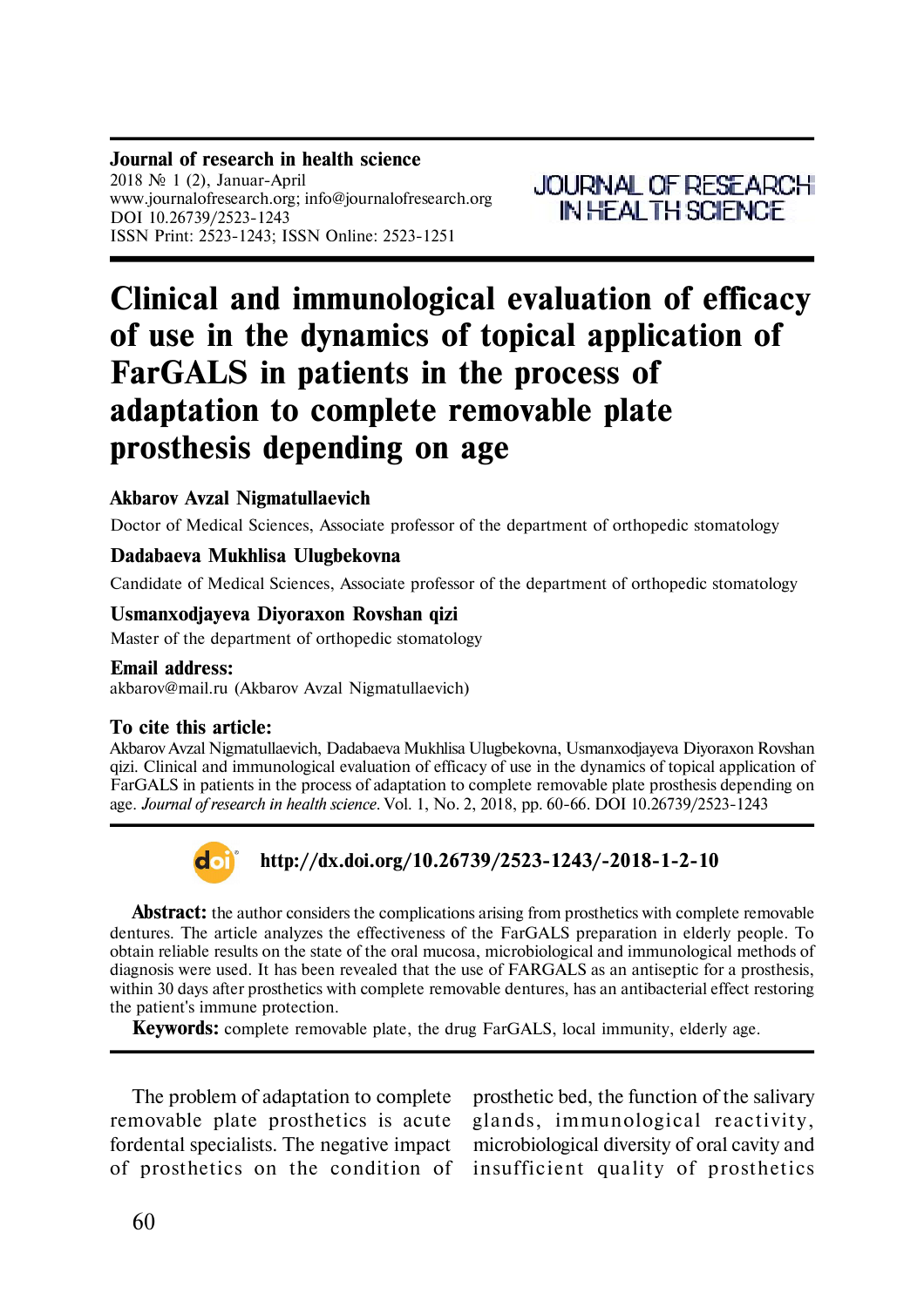**Journal of research in health science**
2018 № 1 (2), Januar-April
www.journalofresearch.org; info@journalofresearch.org
DOI 10.26739/2523-1243
ISSN Print: 2523-1243; ISSN Online: 2523-1251

JOURNAL OF RESEARCH IN HEALTH SCIENCE

# Clinical and immunological evaluation of efficacy of use in the dynamics of topical application of FarGALS in patients in the process of adaptation to complete removable plate prosthesis depending on age

**Akbarov Avzal Nigmatullaevich**

Doctor of Medical Sciences, Associate professor of the department of orthopedic stomatology

**Dadabaeva Mukhlisa Ulugbekovna**

Candidate of Medical Sciences, Associate professor of the department of orthopedic stomatology

**Usmanxodjayeva Diyoraxon Rovshan qizi**

Master of the department of orthopedic stomatology

**Email address:**
akbarov@mail.ru (Akbarov Avzal Nigmatullaevich)

**To cite this article:**
Akbarov Avzal Nigmatullaevich, Dadabaeva Mukhlisa Ulugbekovna, Usmanxodjayeva Diyoraxon Rovshan qizi. Clinical and immunological evaluation of efficacy of use in the dynamics of topical application of FarGALS in patients in the process of adaptation to complete removable plate prosthesis depending on age. *Journal of research in health science*. Vol. 1, No. 2, 2018, pp. 60-66. DOI 10.26739/2523-1243

**http://dx.doi.org/10.26739/2523-1243/-2018-1-2-10**

**Abstract:** the author considers the complications arising from prosthetics with complete removable dentures. The article analyzes the effectiveness of the FarGALS preparation in elderly people. To obtain reliable results on the state of the oral mucosa, microbiological and immunological methods of diagnosis were used. It has been revealed that the use of FARGALS as an antiseptic for a prosthesis, within 30 days after prosthetics with complete removable dentures, has an antibacterial effect restoring the patient's immune protection.

**Keywords:** complete removable plate, the drug FarGALS, local immunity, elderly age.

The problem of adaptation to complete removable plate prosthetics is acute fordental specialists. The negative impact of prosthetics on the condition of prosthetic bed, the function of the salivary glands, immunological reactivity, microbiological diversity of oral cavity and insufficient quality of prosthetics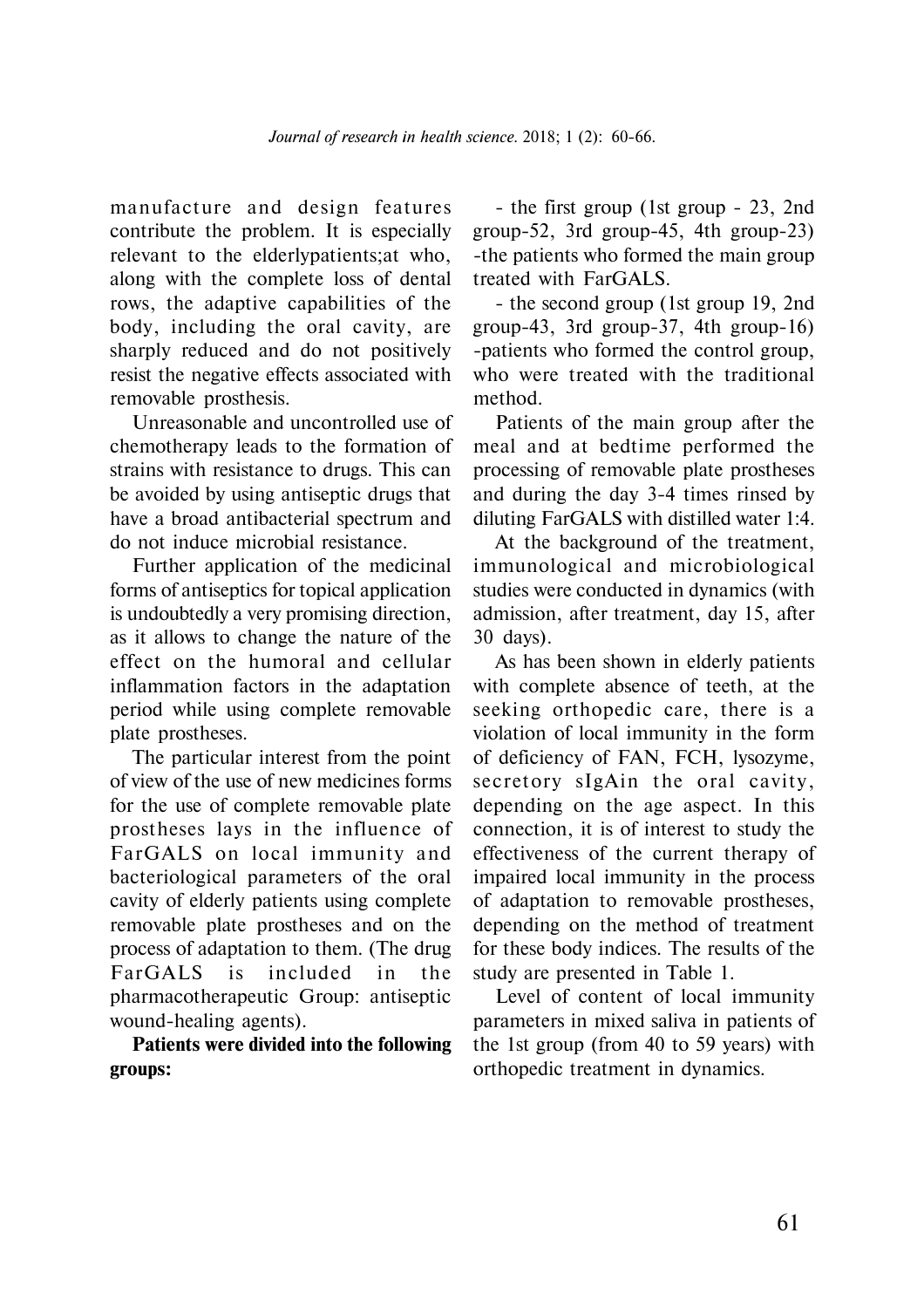manufacture and design features contribute the problem. It is especially relevant to the elderlypatients;at who, along with the complete loss of dental rows, the adaptive capabilities of the body, including the oral cavity, are sharply reduced and do not positively resist the negative effects associated with removable prosthesis.

Unreasonable and uncontrolled use of chemotherapy leads to the formation of strains with resistance to drugs. This can be avoided by using antiseptic drugs that have a broad antibacterial spectrum and do not induce microbial resistance.

Further application of the medicinal forms of antiseptics for topical application is undoubtedly a very promising direction, as it allows to change the nature of the effect on the humoral and cellular inflammation factors in the adaptation period while using complete removable plate prostheses.

The particular interest from the point of view of the use of new medicines forms for the use of complete removable plate prostheses lays in the influence of FarGALS on local immunity and bacteriological parameters of the oral cavity of elderly patients using complete removable plate prostheses and on the process of adaptation to them. (The drug FarGALS is included in the pharmacotherapeutic Group: antiseptic wound-healing agents).

**Patients were divided into the following groups:**

- the first group (1st group - 23, 2nd group-52, 3rd group-45, 4th group-23) -the patients who formed the main group treated with FarGALS.
- the second group (1st group 19, 2nd group-43, 3rd group-37, 4th group-16) -patients who formed the control group, who were treated with the traditional method.

Patients of the main group after the meal and at bedtime performed the processing of removable plate prostheses and during the day 3-4 times rinsed by diluting FarGALS with distilled water 1:4.

At the background of the treatment, immunological and microbiological studies were conducted in dynamics (with admission, after treatment, day 15, after 30 days).

As has been shown in elderly patients with complete absence of teeth, at the seeking orthopedic care, there is a violation of local immunity in the form of deficiency of FAN, FCH, lysozyme, secretory sIgAin the oral cavity, depending on the age aspect. In this connection, it is of interest to study the effectiveness of the current therapy of impaired local immunity in the process of adaptation to removable prostheses, depending on the method of treatment for these body indices. The results of the study are presented in Table 1.

Level of content of local immunity parameters in mixed saliva in patients of the 1st group (from 40 to 59 years) with orthopedic treatment in dynamics.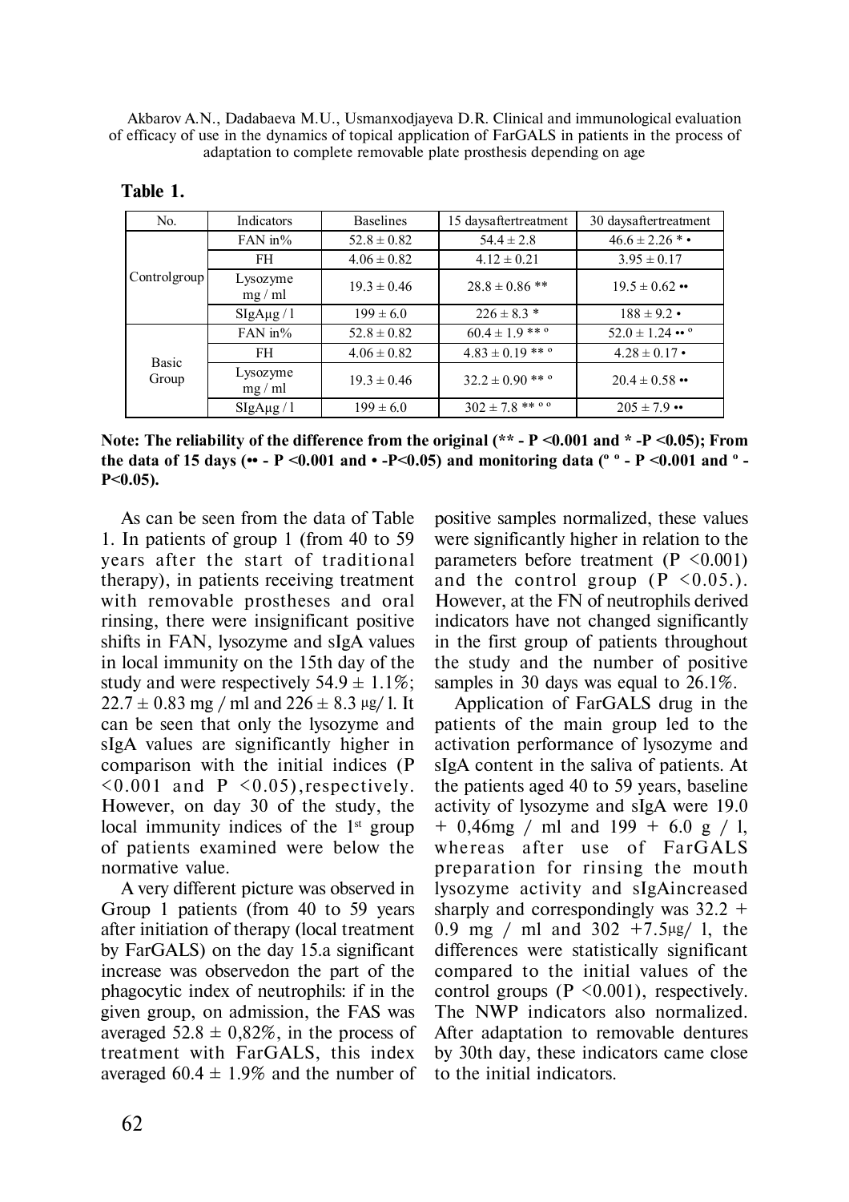**Table 1.**

| No. | Indicators | Baselines | 15 daysaftertreatment | 30 daysaftertreatment |
|---|---|---|---|---|
| Controlgroup | FAN in% | 52.8 ± 0.82 | 54.4 ± 2.8 | 46.6 ± 2.26 * • |
| | FH | 4.06 ± 0.82 | 4.12 ± 0.21 | 3.95 ± 0.17 |
| | Lysozyme mg / ml | 19.3 ± 0.46 | 28.8 ± 0.86 ** | 19.5 ± 0.62 •• |
| | SIgAμg / l | 199 ± 6.0 | 226 ± 8.3 * | 188 ± 9.2 • |
| Basic Group | FAN in% | 52.8 ± 0.82 | 60.4 ± 1.9 ** º | 52.0 ± 1.24 •• º |
| | FH | 4.06 ± 0.82 | 4.83 ± 0.19 ** º | 4.28 ± 0.17 • |
| | Lysozyme mg / ml | 19.3 ± 0.46 | 32.2 ± 0.90 ** º | 20.4 ± 0.58 •• |
| | SIgAμg / l | 199 ± 6.0 | 302 ± 7.8 ** º º | 205 ± 7.9 •• |

**Note: The reliability of the difference from the original (** - P <0.001 and * -P <0.05); From the data of 15 days (•• - P <0.001 and • -P<0.05) and monitoring data (º º - P <0.001 and º - P<0.05).**

As can be seen from the data of Table 1. In patients of group 1 (from 40 to 59 years after the start of traditional therapy), in patients receiving treatment with removable prostheses and oral rinsing, there were insignificant positive shifts in FAN, lysozyme and sIgA values in local immunity on the 15th day of the study and were respectively 54.9 ± 1.1%; 22.7 ± 0.83 mg / ml and 226 ± 8.3 μg/ l. It can be seen that only the lysozyme and sIgA values are significantly higher in comparison with the initial indices (P <0.001 and P <0.05),respectively. However, on day 30 of the study, the local immunity indices of the 1st group of patients examined were below the normative value.

A very different picture was observed in Group 1 patients (from 40 to 59 years after initiation of therapy (local treatment by FarGALS) on the day 15.a significant increase was observedon the part of the phagocytic index of neutrophils: if in the given group, on admission, the FAS was averaged 52.8 ± 0,82%, in the process of treatment with FarGALS, this index averaged 60.4 ± 1.9% and the number of positive samples normalized, these values were significantly higher in relation to the parameters before treatment (P <0.001) and the control group (P <0.05.). However, at the FN of neutrophils derived indicators have not changed significantly in the first group of patients throughout the study and the number of positive samples in 30 days was equal to 26.1%.

Application of FarGALS drug in the patients of the main group led to the activation performance of lysozyme and sIgA content in the saliva of patients. At the patients aged 40 to 59 years, baseline activity of lysozyme and sIgA were 19.0 + 0,46mg / ml and 199 + 6.0 g / l, whereas after use of FarGALS preparation for rinsing the mouth lysozyme activity and sIgAincreased sharply and correspondingly was 32.2 + 0.9 mg / ml and 302 +7.5μg/ l, the differences were statistically significant compared to the initial values of the control groups (P <0.001), respectively. The NWP indicators also normalized. After adaptation to removable dentures by 30th day, these indicators came close to the initial indicators.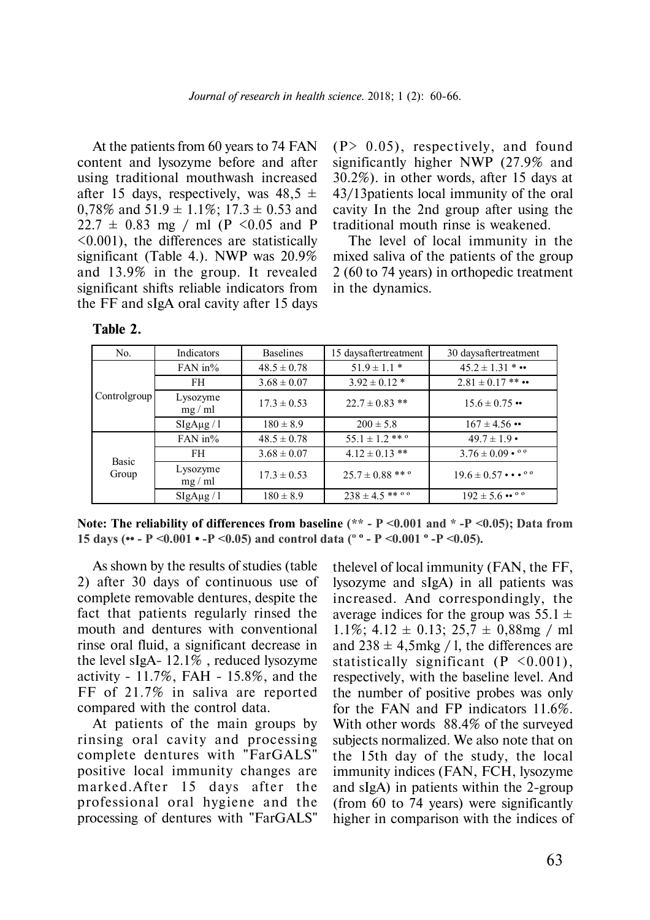At the patients from 60 years to 74 FAN content and lysozyme before and after using traditional mouthwash increased after 15 days, respectively, was 48,5 ± 0,78% and 51.9 ± 1.1%; 17.3 ± 0.53 and 22.7 ± 0.83 mg / ml ($P < 0.05$ and $P < 0.001$), the differences are statistically significant (Table 4.). NWP was 20.9% and 13.9% in the group. It revealed significant shifts reliable indicators from the FF and sIgA oral cavity after 15 days ($P > 0.05$), respectively, and found significantly higher NWP (27.9% and 30.2%). in other words, after 15 days at 43/13patients local immunity of the oral cavity In the 2nd group after using the traditional mouth rinse is weakened.

The level of local immunity in the mixed saliva of the patients of the group 2 (60 to 74 years) in orthopedic treatment in the dynamics.

**Table 2.**

| No. | Indicators | Baselines | 15 daysaftertreatment | 30 daysaftertreatment |
|---|---|---|---|---|
| Controlgroup | FAN in% | 48.5 ± 0.78 | 51.9 ± 1.1 * | 45.2 ± 1.31 * •• |
| | FH | 3.68 ± 0.07 | 3.92 ± 0.12 * | 2.81 ± 0.17 ** •• |
| | Lysozyme mg / ml | 17.3 ± 0.53 | 22.7 ± 0.83 ** | 15.6 ± 0.75 •• |
| | SIgAμg / l | 180 ± 8.9 | 200 ± 5.8 | 167 ± 4.56 •• |
| Basic Group | FAN in% | 48.5 ± 0.78 | 55.1 ± 1.2 ** º | 49.7 ± 1.9 • |
| | FH | 3.68 ± 0.07 | 4.12 ± 0.13 ** | 3.76 ± 0.09 • º º |
| | Lysozyme mg / ml | 17.3 ± 0.53 | 25.7 ± 0.88 ** º | 19.6 ± 0.57 • • • º º |
| | SIgAμg / l | 180 ± 8.9 | 238 ± 4.5 ** º º | 192 ± 5.6 •• º º |

**Note: The reliability of differences from baseline (** - P <0.001 and * -P <0.05); Data from 15 days (•• - P <0.001 • -P <0.05) and control data (º º - P <0.001 º -P <0.05).**

As shown by the results of studies (table 2) after 30 days of continuous use of complete removable dentures, despite the fact that patients regularly rinsed the mouth and dentures with conventional rinse oral fluid, a significant decrease in the level sIgA- 12.1% , reduced lysozyme activity - 11.7%, FAH - 15.8%, and the FF of 21.7% in saliva are reported compared with the control data.

At patients of the main groups by rinsing oral cavity and processing complete dentures with "FarGALS" positive local immunity changes are marked.After 15 days after the professional oral hygiene and the processing of dentures with "FarGALS" thelevel of local immunity (FAN, the FF, lysozyme and sIgA) in all patients was increased. And correspondingly, the average indices for the group was 55.1 ± 1.1%; 4.12 ± 0.13; 25,7 ± 0,88mg / ml and 238 ± 4,5mkg / l, the differences are statistically significant ($P < 0.001$), respectively, with the baseline level. And the number of positive probes was only for the FAN and FP indicators 11.6%. With other words 88.4% of the surveyed subjects normalized. We also note that on the 15th day of the study, the local immunity indices (FAN, FCH, lysozyme and sIgA) in patients within the 2-group (from 60 to 74 years) were significantly higher in comparison with the indices of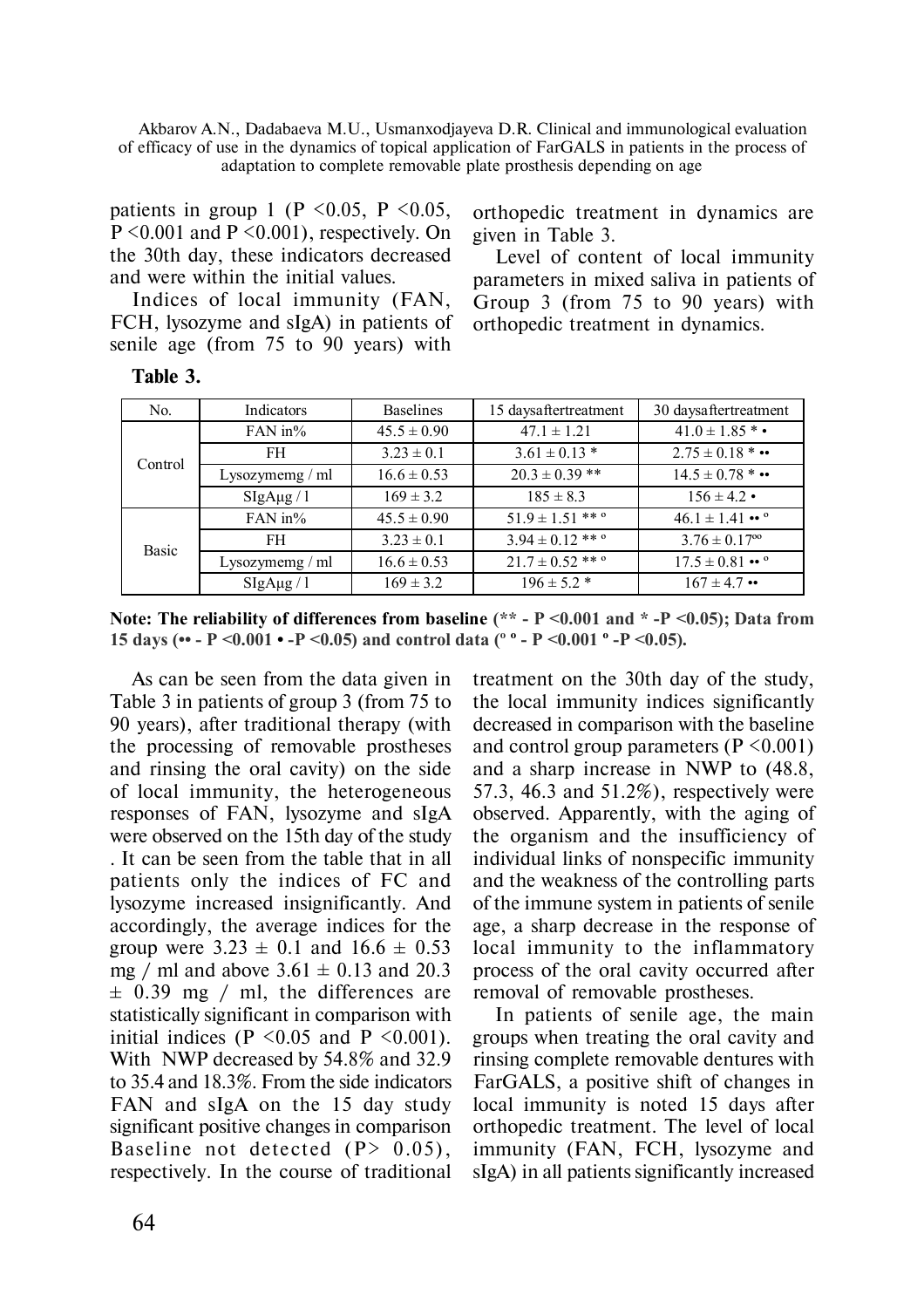patients in group 1 ($P < 0.05$, $P < 0.05$, $P < 0.001$ and $P < 0.001$), respectively. On the 30th day, these indicators decreased and were within the initial values.

Indices of local immunity (FAN, FCH, lysozyme and sIgA) in patients of senile age (from 75 to 90 years) with orthopedic treatment in dynamics are given in Table 3.

Level of content of local immunity parameters in mixed saliva in patients of Group 3 (from 75 to 90 years) with orthopedic treatment in dynamics.

**Table 3.**

| No. | Indicators | Baselines | 15 daysaftertreatment | 30 daysaftertreatment |
|---|---|---|---|---|
| Control | FAN in% | 45.5 ± 0.90 | 47.1 ± 1.21 | 41.0 ± 1.85 * • |
| | FH | 3.23 ± 0.1 | 3.61 ± 0.13 * | 2.75 ± 0.18 * •• |
| | Lysozymemg / ml | 16.6 ± 0.53 | 20.3 ± 0.39 ** | 14.5 ± 0.78 * •• |
| | SIgAμg / l | 169 ± 3.2 | 185 ± 8.3 | 156 ± 4.2 • |
| Basic | FAN in% | 45.5 ± 0.90 | 51.9 ± 1.51 ** º | 46.1 ± 1.41 •• º |
| | FH | 3.23 ± 0.1 | 3.94 ± 0.12 ** º | 3.76 ± 0.17ºº |
| | Lysozymemg / ml | 16.6 ± 0.53 | 21.7 ± 0.52 ** º | 17.5 ± 0.81 •• º |
| | SIgAμg / l | 169 ± 3.2 | 196 ± 5.2 * | 167 ± 4.7 •• |

**Note: The reliability of differences from baseline (** - $P < 0.001$ and * -$P < 0.05$); Data from 15 days (•• - $P < 0.001$ • -$P < 0.05$) and control data (º º - $P < 0.001$ º -$P < 0.05$).**

As can be seen from the data given in Table 3 in patients of group 3 (from 75 to 90 years), after traditional therapy (with the processing of removable prostheses and rinsing the oral cavity) on the side of local immunity, the heterogeneous responses of FAN, lysozyme and sIgA were observed on the 15th day of the study . It can be seen from the table that in all patients only the indices of FC and lysozyme increased insignificantly. And accordingly, the average indices for the group were 3.23 ± 0.1 and 16.6 ± 0.53 mg / ml and above 3.61 ± 0.13 and 20.3 ± 0.39 mg / ml, the differences are statistically significant in comparison with initial indices ($P < 0.05$ and $P < 0.001$). With NWP decreased by 54.8% and 32.9 to 35.4 and 18.3%. From the side indicators FAN and sIgA on the 15 day study significant positive changes in comparison Baseline not detected ($P > 0.05$), respectively. In the course of traditional treatment on the 30th day of the study, the local immunity indices significantly decreased in comparison with the baseline and control group parameters ($P < 0.001$) and a sharp increase in NWP to (48.8, 57.3, 46.3 and 51.2%), respectively were observed. Apparently, with the aging of the organism and the insufficiency of individual links of nonspecific immunity and the weakness of the controlling parts of the immune system in patients of senile age, a sharp decrease in the response of local immunity to the inflammatory process of the oral cavity occurred after removal of removable prostheses.

In patients of senile age, the main groups when treating the oral cavity and rinsing complete removable dentures with FarGALS, a positive shift of changes in local immunity is noted 15 days after orthopedic treatment. The level of local immunity (FAN, FCH, lysozyme and sIgA) in all patients significantly increased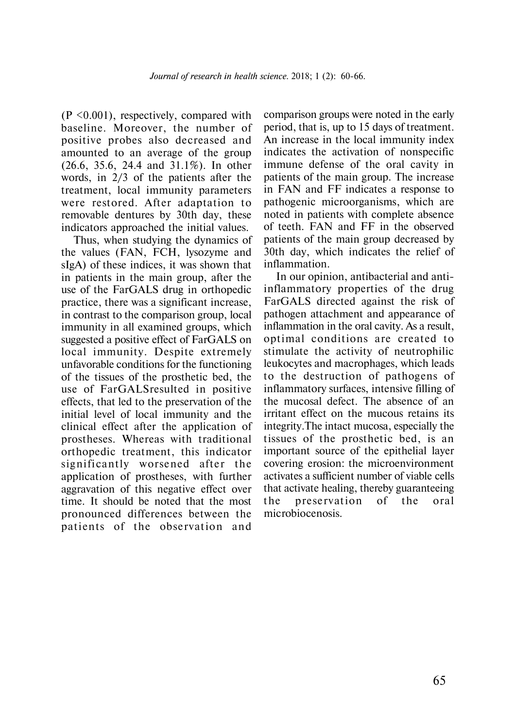(P <0.001), respectively, compared with baseline. Moreover, the number of positive probes also decreased and amounted to an average of the group (26.6, 35.6, 24.4 and 31.1%). In other words, in 2/3 of the patients after the treatment, local immunity parameters were restored. After adaptation to removable dentures by 30th day, these indicators approached the initial values.

Thus, when studying the dynamics of the values (FAN, FCH, lysozyme and sIgA) of these indices, it was shown that in patients in the main group, after the use of the FarGALS drug in orthopedic practice, there was a significant increase, in contrast to the comparison group, local immunity in all examined groups, which suggested a positive effect of FarGALS on local immunity. Despite extremely unfavorable conditions for the functioning of the tissues of the prosthetic bed, the use of FarGALSresulted in positive effects, that led to the preservation of the initial level of local immunity and the clinical effect after the application of prostheses. Whereas with traditional orthopedic treatment, this indicator significantly worsened after the application of prostheses, with further aggravation of this negative effect over time. It should be noted that the most pronounced differences between the patients of the observation and comparison groups were noted in the early period, that is, up to 15 days of treatment. An increase in the local immunity index indicates the activation of nonspecific immune defense of the oral cavity in patients of the main group. The increase in FAN and FF indicates a response to pathogenic microorganisms, which are noted in patients with complete absence of teeth. FAN and FF in the observed patients of the main group decreased by 30th day, which indicates the relief of inflammation.

In our opinion, antibacterial and anti-inflammatory properties of the drug FarGALS directed against the risk of pathogen attachment and appearance of inflammation in the oral cavity. As a result, optimal conditions are created to stimulate the activity of neutrophilic leukocytes and macrophages, which leads to the destruction of pathogens of inflammatory surfaces, intensive filling of the mucosal defect. The absence of an irritant effect on the mucous retains its integrity.The intact mucosa, especially the tissues of the prosthetic bed, is an important source of the epithelial layer covering erosion: the microenvironment activates a sufficient number of viable cells that activate healing, thereby guaranteeing the preservation of the oral microbiocenosis.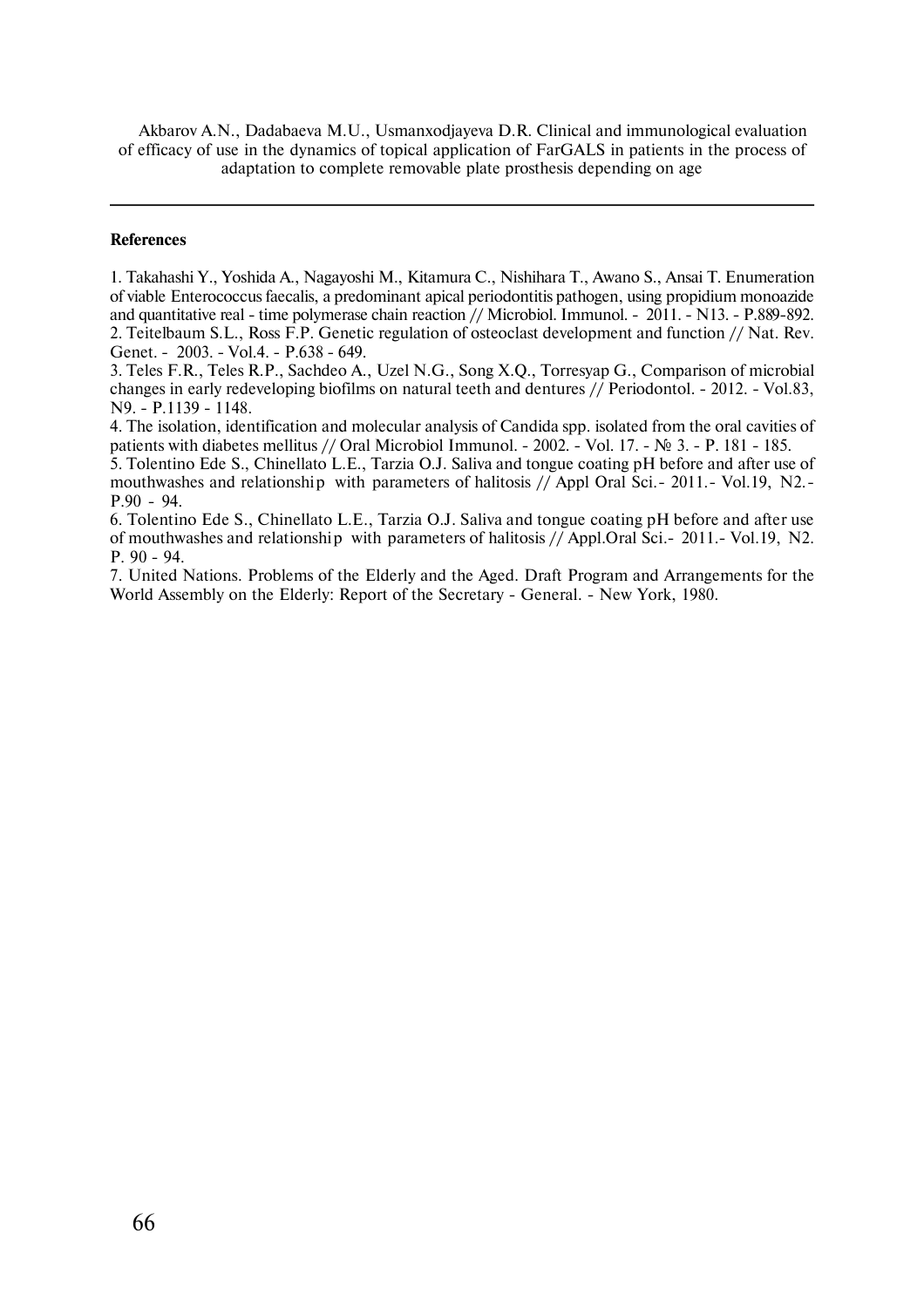## References

1. Takahashi Y., Yoshida A., Nagayoshi M., Kitamura C., Nishihara T., Awano S., Ansai T. Enumeration of viable Enterococcus faecalis, a predominant apical periodontitis pathogen, using propidium monoazide and quantitative real - time polymerase chain reaction // Microbiol. Immunol. - 2011. - N13. - P.889-892.
2. Teitelbaum S.L., Ross F.P. Genetic regulation of osteoclast development and function // Nat. Rev. Genet. - 2003. - Vol.4. - P.638 - 649.
3. Teles F.R., Teles R.P., Sachdeo A., Uzel N.G., Song X.Q., Torresyap G., Comparison of microbial changes in early redeveloping biofilms on natural teeth and dentures // Periodontol. - 2012. - Vol.83, N9. - P.1139 - 1148.
4. The isolation, identification and molecular analysis of Candida spp. isolated from the oral cavities of patients with diabetes mellitus // Oral Microbiol Immunol. - 2002. - Vol. 17. - № 3. - P. 181 - 185.
5. Tolentino Ede S., Chinellato L.E., Tarzia O.J. Saliva and tongue coating pH before and after use of mouthwashes and relationship with parameters of halitosis // Appl Oral Sci.- 2011.- Vol.19, N2.- P.90 - 94.
6. Tolentino Ede S., Chinellato L.E., Tarzia O.J. Saliva and tongue coating pH before and after use of mouthwashes and relationship with parameters of halitosis // Appl.Oral Sci.- 2011.- Vol.19, N2. P. 90 - 94.
7. United Nations. Problems of the Elderly and the Aged. Draft Program and Arrangements for the World Assembly on the Elderly: Report of the Secretary - General. - New York, 1980.